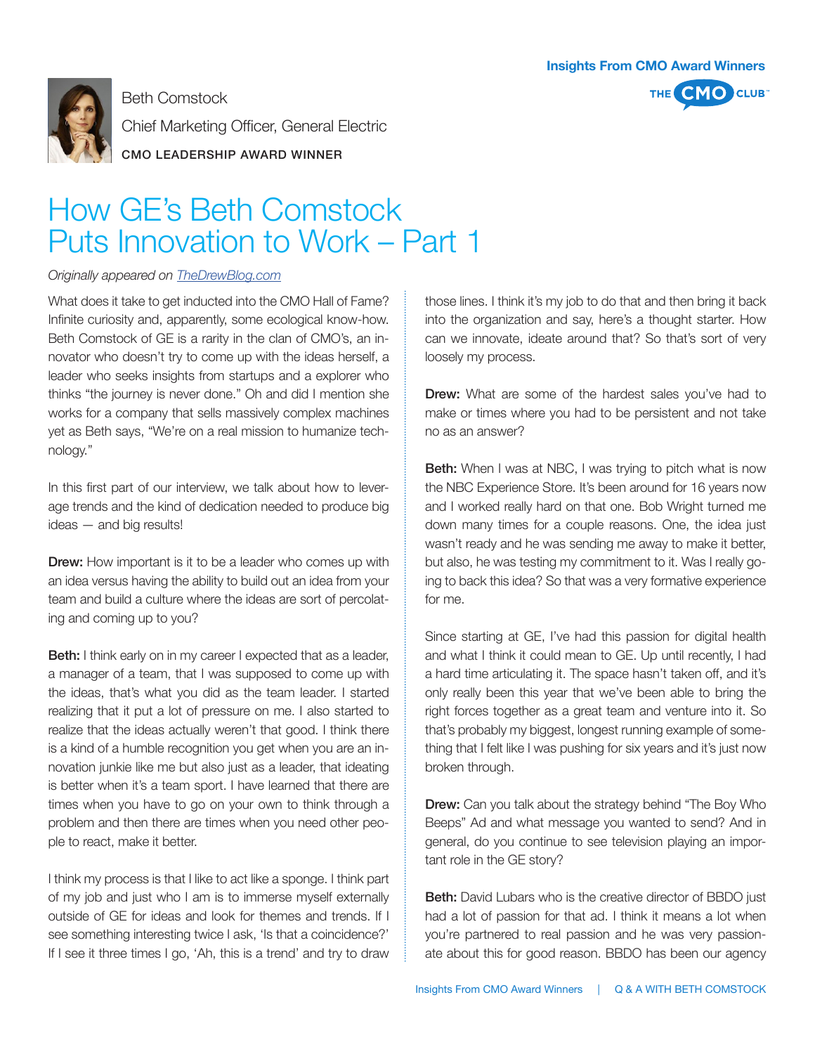Insights From CMO Award Winners

Beth Comstock

Chief Marketing Officer, General Electric

CMO LEADERSHIP AWARD WINNER

# How GE's Beth Comstock Puts Innovation to Work – Part 1

*Originally appeared on TheDrewBlog.com*

What does it take to get inducted into the CMO Hall of Fame? Infinite curiosity and, apparently, some ecological know-how. Beth Comstock of GE is a rarity in the clan of CMO's, an innovator who doesn't try to come up with the ideas herself, a leader who seeks insights from startups and a explorer who thinks "the journey is never done." Oh and did I mention she works for a company that sells massively complex machines yet as Beth says, "We're on a real mission to humanize technology."

In this first part of our interview, we talk about how to leverage trends and the kind of dedication needed to produce big ideas — and big results!

**Drew:** How important is it to be a leader who comes up with an idea versus having the ability to build out an idea from your team and build a culture where the ideas are sort of percolating and coming up to you?

**Beth:** I think early on in my career I expected that as a leader, a manager of a team, that I was supposed to come up with the ideas, that's what you did as the team leader. I started realizing that it put a lot of pressure on me. I also started to realize that the ideas actually weren't that good. I think there is a kind of a humble recognition you get when you are an innovation junkie like me but also just as a leader, that ideating is better when it's a team sport. I have learned that there are times when you have to go on your own to think through a problem and then there are times when you need other people to react, make it better.

I think my process is that I like to act like a sponge. I think part of my job and just who I am is to immerse myself externally outside of GE for ideas and look for themes and trends. If I see something interesting twice I ask, 'Is that a coincidence?' If I see it three times I go, 'Ah, this is a trend' and try to draw those lines. I think it's my job to do that and then bring it back into the organization and say, here's a thought starter. How can we innovate, ideate around that? So that's sort of very loosely my process.

**Drew:** What are some of the hardest sales you've had to make or times where you had to be persistent and not take no as an answer?

**Beth:** When I was at NBC, I was trying to pitch what is now the NBC Experience Store. It's been around for 16 years now and I worked really hard on that one. Bob Wright turned me down many times for a couple reasons. One, the idea just wasn't ready and he was sending me away to make it better, but also, he was testing my commitment to it. Was I really going to back this idea? So that was a very formative experience for me.

Since starting at GE, I've had this passion for digital health and what I think it could mean to GE. Up until recently, I had a hard time articulating it. The space hasn't taken off, and it's only really been this year that we've been able to bring the right forces together as a great team and venture into it. So that's probably my biggest, longest running example of something that I felt like I was pushing for six years and it's just now broken through.

**Drew:** Can you talk about the strategy behind "The Boy Who Beeps" Ad and what message you wanted to send? And in general, do you continue to see television playing an important role in the GE story?

**Beth:** David Lubars who is the creative director of BBDO just had a lot of passion for that ad. I think it means a lot when you're partnered to real passion and he was very passionate about this for good reason. BBDO has been our agency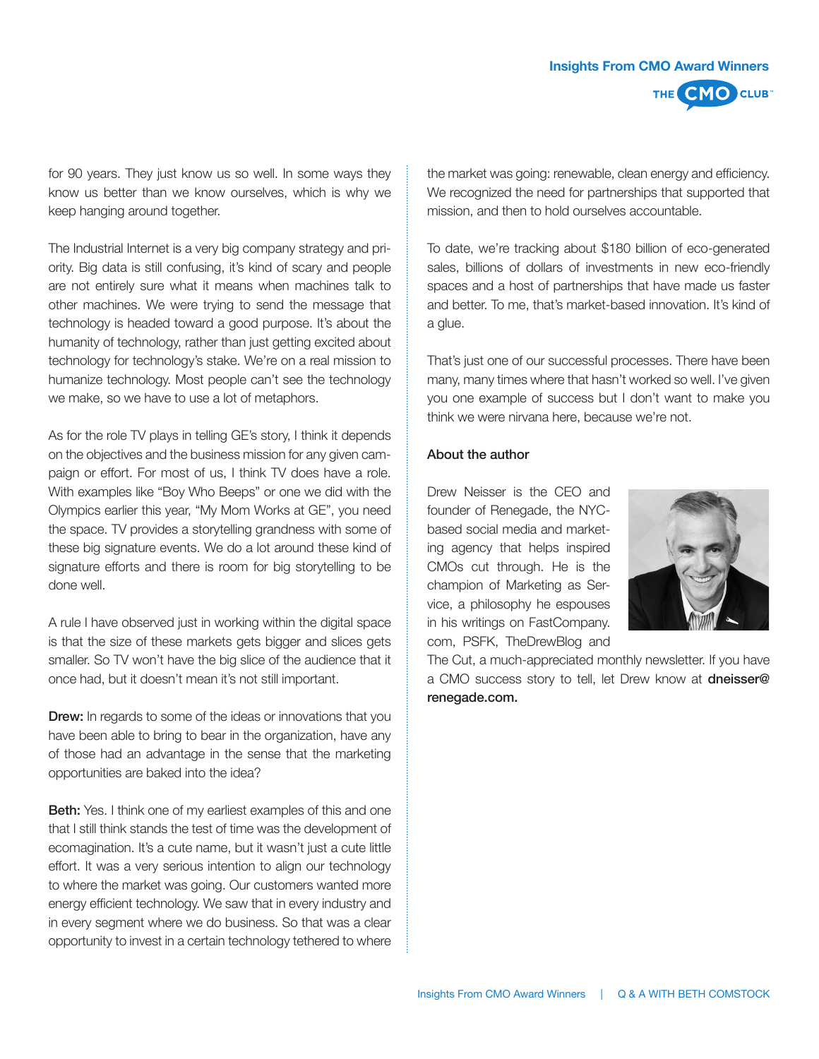for 90 years. They just know us so well. In some ways they know us better than we know ourselves, which is why we keep hanging around together.

The Industrial Internet is a very big company strategy and priority. Big data is still confusing, it's kind of scary and people are not entirely sure what it means when machines talk to other machines. We were trying to send the message that technology is headed toward a good purpose. It's about the humanity of technology, rather than just getting excited about technology for technology's stake. We're on a real mission to humanize technology. Most people can't see the technology we make, so we have to use a lot of metaphors.

As for the role TV plays in telling GE's story, I think it depends on the objectives and the business mission for any given campaign or effort. For most of us, I think TV does have a role. With examples like "Boy Who Beeps" or one we did with the Olympics earlier this year, "My Mom Works at GE", you need the space. TV provides a storytelling grandness with some of these big signature events. We do a lot around these kind of signature efforts and there is room for big storytelling to be done well.

A rule I have observed just in working within the digital space is that the size of these markets gets bigger and slices gets smaller. So TV won't have the big slice of the audience that it once had, but it doesn't mean it's not still important.

**Drew:** In regards to some of the ideas or innovations that you have been able to bring to bear in the organization, have any of those had an advantage in the sense that the marketing opportunities are baked into the idea?

**Beth:** Yes. I think one of my earliest examples of this and one that I still think stands the test of time was the development of ecomagination. It's a cute name, but it wasn't just a cute little effort. It was a very serious intention to align our technology to where the market was going. Our customers wanted more energy efficient technology. We saw that in every industry and in every segment where we do business. So that was a clear opportunity to invest in a certain technology tethered to where the market was going: renewable, clean energy and efficiency. We recognized the need for partnerships that supported that mission, and then to hold ourselves accountable.

To date, we're tracking about $180 billion of eco-generated sales, billions of dollars of investments in new eco-friendly spaces and a host of partnerships that have made us faster and better. To me, that's market-based innovation. It's kind of a glue.

That's just one of our successful processes. There have been many, many times where that hasn't worked so well. I've given you one example of success but I don't want to make you think we were nirvana here, because we're not.

### About the author

Drew Neisser is the CEO and founder of Renegade, the NYC-based social media and marketing agency that helps inspired CMOs cut through. He is the champion of Marketing as Service, a philosophy he espouses in his writings on FastCompany.com, PSFK, TheDrewBlog and The Cut, a much-appreciated monthly newsletter. If you have a CMO success story to tell, let Drew know at **dneisser@renegade.com.**